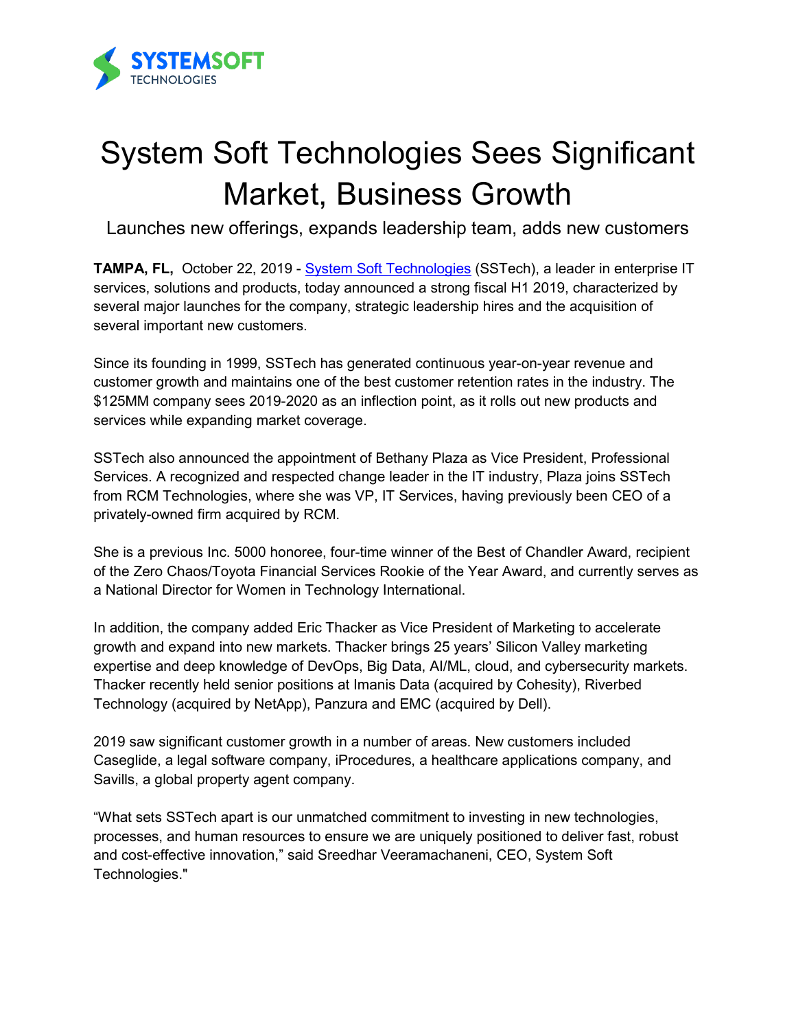SYSTEMSOFT
TECHNOLOGIES

# System Soft Technologies Sees Significant Market, Business Growth

## Launches new offerings, expands leadership team, adds new customers

**TAMPA, FL,** October 22, 2019 - [System Soft Technologies](System Soft Technologies) (SSTech), a leader in enterprise IT services, solutions and products, today announced a strong fiscal H1 2019, characterized by several major launches for the company, strategic leadership hires and the acquisition of several important new customers.

Since its founding in 1999, SSTech has generated continuous year-on-year revenue and customer growth and maintains one of the best customer retention rates in the industry. The $125MM company sees 2019-2020 as an inflection point, as it rolls out new products and services while expanding market coverage.

SSTech also announced the appointment of Bethany Plaza as Vice President, Professional Services. A recognized and respected change leader in the IT industry, Plaza joins SSTech from RCM Technologies, where she was VP, IT Services, having previously been CEO of a privately-owned firm acquired by RCM.

She is a previous Inc. 5000 honoree, four-time winner of the Best of Chandler Award, recipient of the Zero Chaos/Toyota Financial Services Rookie of the Year Award, and currently serves as a National Director for Women in Technology International.

In addition, the company added Eric Thacker as Vice President of Marketing to accelerate growth and expand into new markets. Thacker brings 25 years' Silicon Valley marketing expertise and deep knowledge of DevOps, Big Data, AI/ML, cloud, and cybersecurity markets. Thacker recently held senior positions at Imanis Data (acquired by Cohesity), Riverbed Technology (acquired by NetApp), Panzura and EMC (acquired by Dell).

2019 saw significant customer growth in a number of areas. New customers included Caseglide, a legal software company, iProcedures, a healthcare applications company, and Savills, a global property agent company.

"What sets SSTech apart is our unmatched commitment to investing in new technologies, processes, and human resources to ensure we are uniquely positioned to deliver fast, robust and cost-effective innovation," said Sreedhar Veeramachaneni, CEO, System Soft Technologies."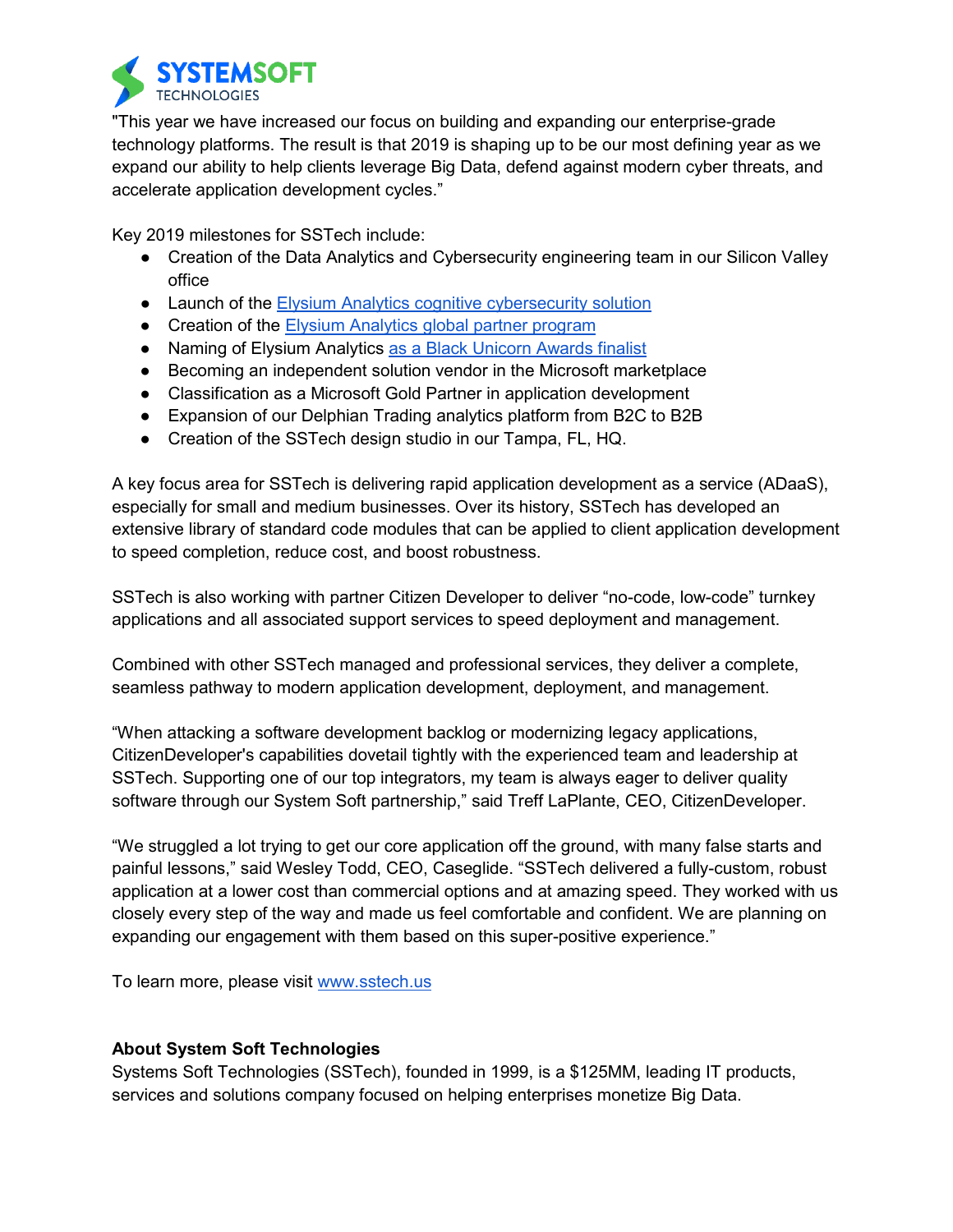"This year we have increased our focus on building and expanding our enterprise-grade technology platforms. The result is that 2019 is shaping up to be our most defining year as we expand our ability to help clients leverage Big Data, defend against modern cyber threats, and accelerate application development cycles."

Key 2019 milestones for SSTech include:

- Creation of the Data Analytics and Cybersecurity engineering team in our Silicon Valley office
- Launch of the Elysium Analytics cognitive cybersecurity solution
- Creation of the Elysium Analytics global partner program
- Naming of Elysium Analytics as a Black Unicorn Awards finalist
- Becoming an independent solution vendor in the Microsoft marketplace
- Classification as a Microsoft Gold Partner in application development
- Expansion of our Delphian Trading analytics platform from B2C to B2B
- Creation of the SSTech design studio in our Tampa, FL, HQ.

A key focus area for SSTech is delivering rapid application development as a service (ADaaS), especially for small and medium businesses. Over its history, SSTech has developed an extensive library of standard code modules that can be applied to client application development to speed completion, reduce cost, and boost robustness.

SSTech is also working with partner Citizen Developer to deliver "no-code, low-code" turnkey applications and all associated support services to speed deployment and management.

Combined with other SSTech managed and professional services, they deliver a complete, seamless pathway to modern application development, deployment, and management.

"When attacking a software development backlog or modernizing legacy applications, CitizenDeveloper's capabilities dovetail tightly with the experienced team and leadership at SSTech. Supporting one of our top integrators, my team is always eager to deliver quality software through our System Soft partnership," said Treff LaPlante, CEO, CitizenDeveloper.

"We struggled a lot trying to get our core application off the ground, with many false starts and painful lessons," said Wesley Todd, CEO, Caseglide. "SSTech delivered a fully-custom, robust application at a lower cost than commercial options and at amazing speed. They worked with us closely every step of the way and made us feel comfortable and confident. We are planning on expanding our engagement with them based on this super-positive experience."

To learn more, please visit www.sstech.us

**About System Soft Technologies**

Systems Soft Technologies (SSTech), founded in 1999, is a $125MM, leading IT products, services and solutions company focused on helping enterprises monetize Big Data.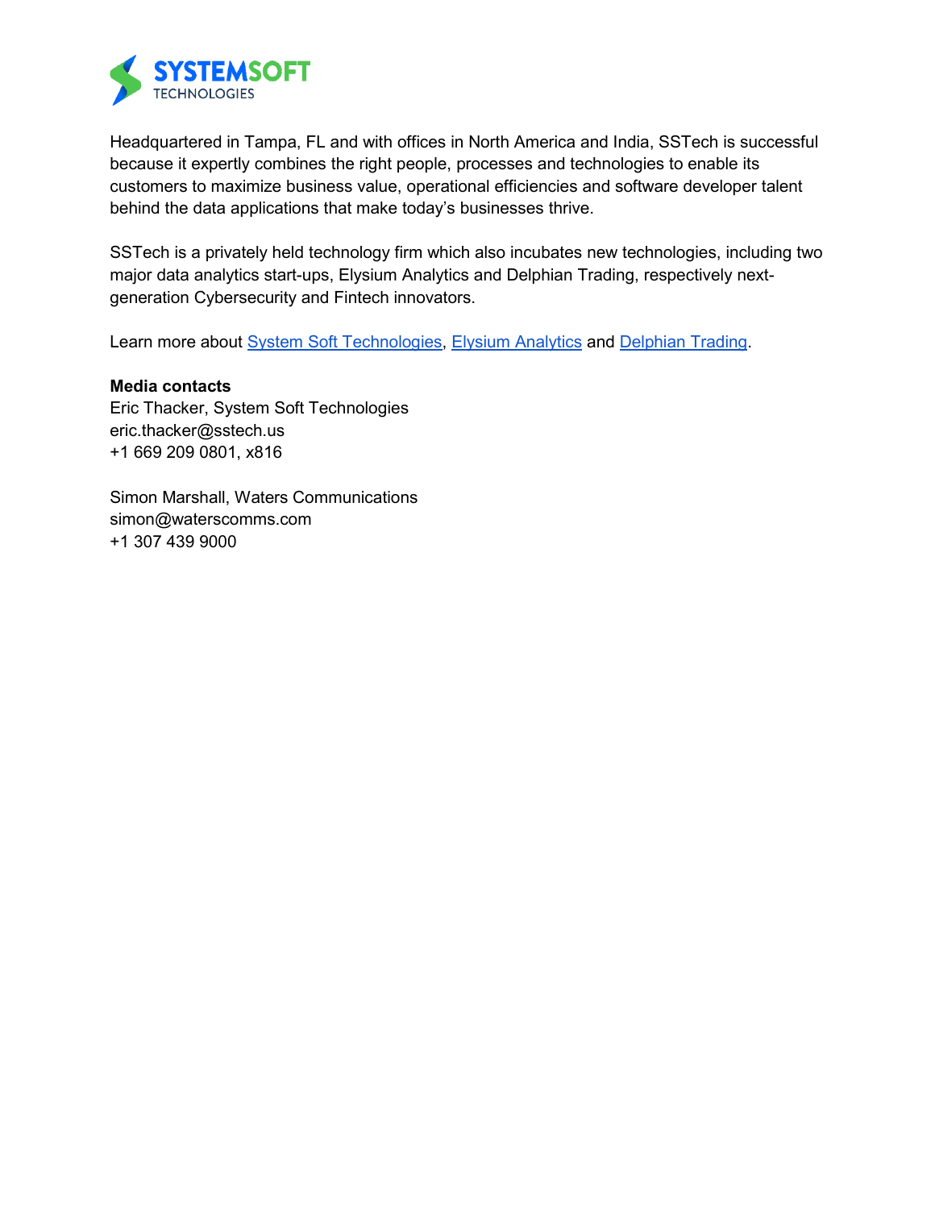Headquartered in Tampa, FL and with offices in North America and India, SSTech is successful because it expertly combines the right people, processes and technologies to enable its customers to maximize business value, operational efficiencies and software developer talent behind the data applications that make today's businesses thrive.

SSTech is a privately held technology firm which also incubates new technologies, including two major data analytics start-ups, Elysium Analytics and Delphian Trading, respectively next-generation Cybersecurity and Fintech innovators.

Learn more about System Soft Technologies, Elysium Analytics and Delphian Trading.

**Media contacts**
Eric Thacker, System Soft Technologies
eric.thacker@sstech.us
+1 669 209 0801, x816

Simon Marshall, Waters Communications
simon@waterscomms.com
+1 307 439 9000